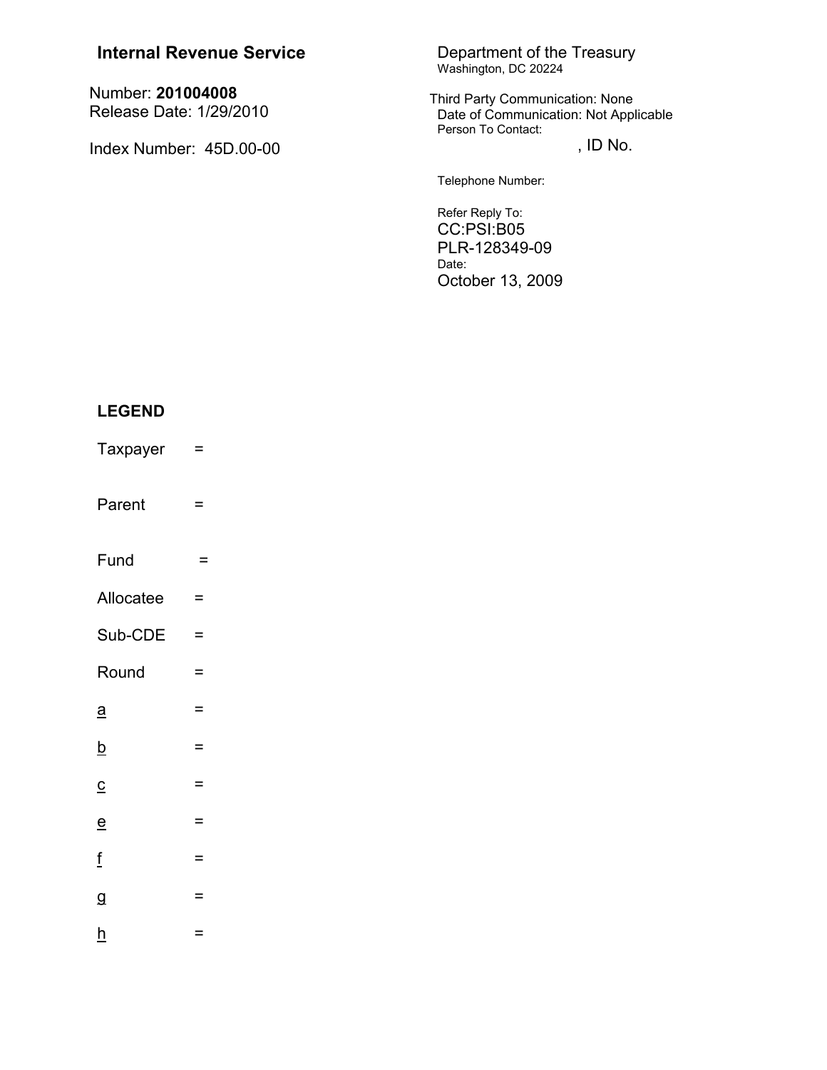**Internal Revenue Service**

Number: **201004008**
Release Date: 1/29/2010

Index Number: 45D.00-00

Department of the Treasury
Washington, DC 20224

Third Party Communication: None
Date of Communication: Not Applicable
Person To Contact:
, ID No.

Telephone Number:

Refer Reply To:
CC:PSI:B05
PLR-128349-09
Date:
October 13, 2009

**LEGEND**

Taxpayer =

Parent =

Fund =

Allocatee =

Sub-CDE =

Round =

a =

b =

c =

e =

f =

g =

h =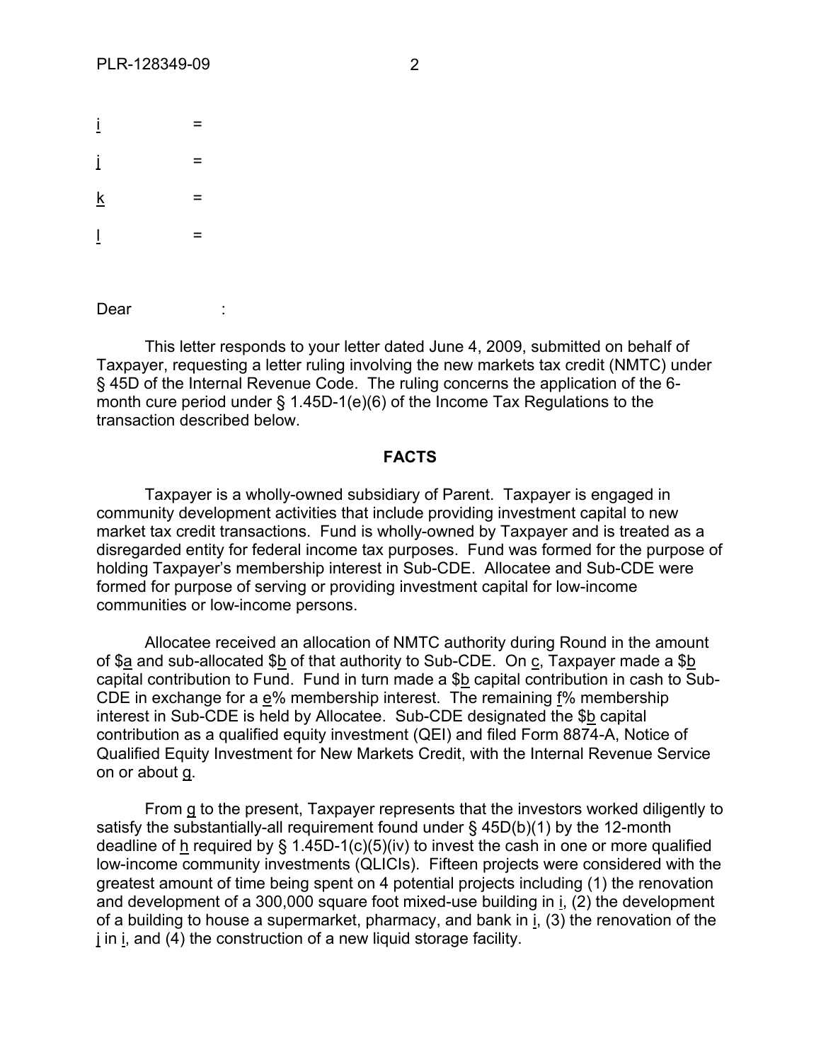i =

j =

k =

l =

Dear :

This letter responds to your letter dated June 4, 2009, submitted on behalf of Taxpayer, requesting a letter ruling involving the new markets tax credit (NMTC) under § 45D of the Internal Revenue Code. The ruling concerns the application of the 6-month cure period under § 1.45D-1(e)(6) of the Income Tax Regulations to the transaction described below.

## FACTS

Taxpayer is a wholly-owned subsidiary of Parent. Taxpayer is engaged in community development activities that include providing investment capital to new market tax credit transactions. Fund is wholly-owned by Taxpayer and is treated as a disregarded entity for federal income tax purposes. Fund was formed for the purpose of holding Taxpayer's membership interest in Sub-CDE. Allocatee and Sub-CDE were formed for purpose of serving or providing investment capital for low-income communities or low-income persons.

Allocatee received an allocation of NMTC authority during Round in the amount of $a and sub-allocated $b of that authority to Sub-CDE. On c, Taxpayer made a $b capital contribution to Fund. Fund in turn made a $b capital contribution in cash to Sub-CDE in exchange for a e% membership interest. The remaining f% membership interest in Sub-CDE is held by Allocatee. Sub-CDE designated the $b capital contribution as a qualified equity investment (QEI) and filed Form 8874-A, Notice of Qualified Equity Investment for New Markets Credit, with the Internal Revenue Service on or about g.

From g to the present, Taxpayer represents that the investors worked diligently to satisfy the substantially-all requirement found under § 45D(b)(1) by the 12-month deadline of h required by § 1.45D-1(c)(5)(iv) to invest the cash in one or more qualified low-income community investments (QLICIs). Fifteen projects were considered with the greatest amount of time being spent on 4 potential projects including (1) the renovation and development of a 300,000 square foot mixed-use building in i, (2) the development of a building to house a supermarket, pharmacy, and bank in i, (3) the renovation of the j in i, and (4) the construction of a new liquid storage facility.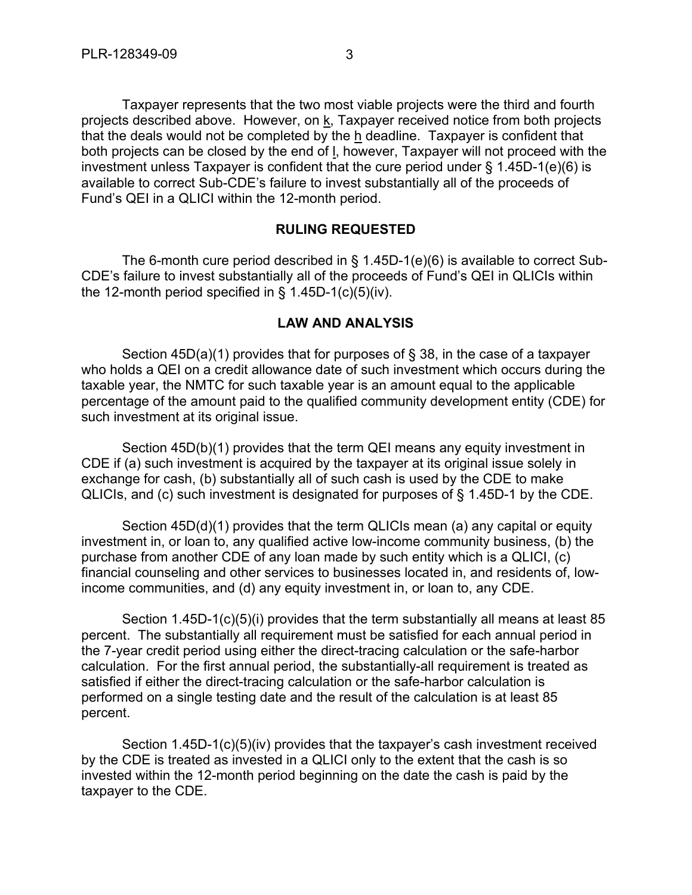Taxpayer represents that the two most viable projects were the third and fourth projects described above. However, on k, Taxpayer received notice from both projects that the deals would not be completed by the h deadline. Taxpayer is confident that both projects can be closed by the end of l, however, Taxpayer will not proceed with the investment unless Taxpayer is confident that the cure period under § 1.45D-1(e)(6) is available to correct Sub-CDE's failure to invest substantially all of the proceeds of Fund's QEI in a QLICI within the 12-month period.

## RULING REQUESTED

The 6-month cure period described in § 1.45D-1(e)(6) is available to correct Sub-CDE's failure to invest substantially all of the proceeds of Fund's QEI in QLICIs within the 12-month period specified in § 1.45D-1(c)(5)(iv).

## LAW AND ANALYSIS

Section 45D(a)(1) provides that for purposes of § 38, in the case of a taxpayer who holds a QEI on a credit allowance date of such investment which occurs during the taxable year, the NMTC for such taxable year is an amount equal to the applicable percentage of the amount paid to the qualified community development entity (CDE) for such investment at its original issue.

Section 45D(b)(1) provides that the term QEI means any equity investment in CDE if (a) such investment is acquired by the taxpayer at its original issue solely in exchange for cash, (b) substantially all of such cash is used by the CDE to make QLICIs, and (c) such investment is designated for purposes of § 1.45D-1 by the CDE.

Section 45D(d)(1) provides that the term QLICIs mean (a) any capital or equity investment in, or loan to, any qualified active low-income community business, (b) the purchase from another CDE of any loan made by such entity which is a QLICI, (c) financial counseling and other services to businesses located in, and residents of, low-income communities, and (d) any equity investment in, or loan to, any CDE.

Section 1.45D-1(c)(5)(i) provides that the term substantially all means at least 85 percent. The substantially all requirement must be satisfied for each annual period in the 7-year credit period using either the direct-tracing calculation or the safe-harbor calculation. For the first annual period, the substantially-all requirement is treated as satisfied if either the direct-tracing calculation or the safe-harbor calculation is performed on a single testing date and the result of the calculation is at least 85 percent.

Section 1.45D-1(c)(5)(iv) provides that the taxpayer's cash investment received by the CDE is treated as invested in a QLICI only to the extent that the cash is so invested within the 12-month period beginning on the date the cash is paid by the taxpayer to the CDE.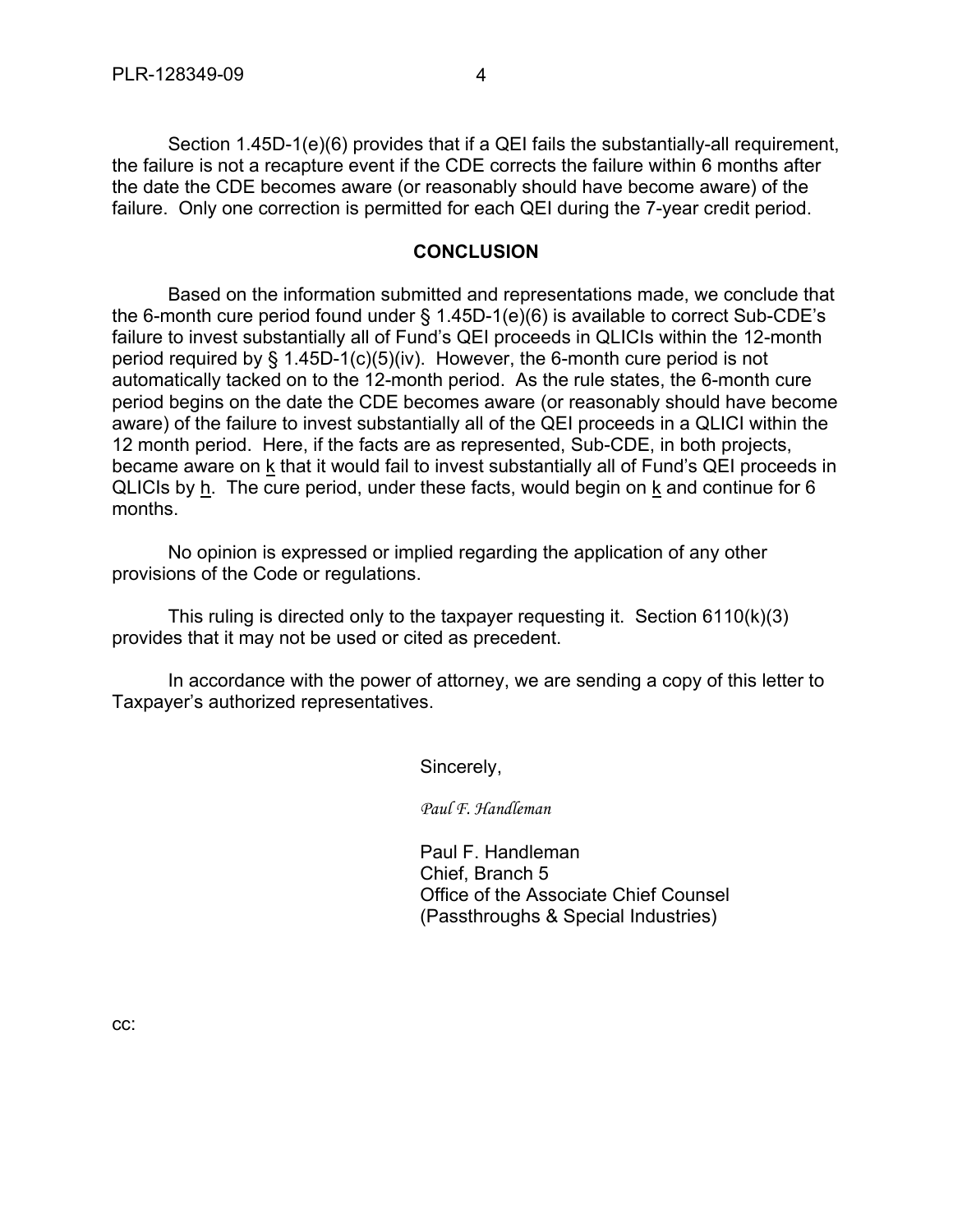Section 1.45D-1(e)(6) provides that if a QEI fails the substantially-all requirement, the failure is not a recapture event if the CDE corrects the failure within 6 months after the date the CDE becomes aware (or reasonably should have become aware) of the failure. Only one correction is permitted for each QEI during the 7-year credit period.

## CONCLUSION

Based on the information submitted and representations made, we conclude that the 6-month cure period found under § 1.45D-1(e)(6) is available to correct Sub-CDE's failure to invest substantially all of Fund's QEI proceeds in QLICIs within the 12-month period required by § 1.45D-1(c)(5)(iv). However, the 6-month cure period is not automatically tacked on to the 12-month period. As the rule states, the 6-month cure period begins on the date the CDE becomes aware (or reasonably should have become aware) of the failure to invest substantially all of the QEI proceeds in a QLICI within the 12 month period. Here, if the facts are as represented, Sub-CDE, in both projects, became aware on k that it would fail to invest substantially all of Fund's QEI proceeds in QLICIs by h. The cure period, under these facts, would begin on k and continue for 6 months.

No opinion is expressed or implied regarding the application of any other provisions of the Code or regulations.

This ruling is directed only to the taxpayer requesting it. Section 6110(k)(3) provides that it may not be used or cited as precedent.

In accordance with the power of attorney, we are sending a copy of this letter to Taxpayer's authorized representatives.

Sincerely,

*Paul F. Handleman*

Paul F. Handleman
Chief, Branch 5
Office of the Associate Chief Counsel
(Passthroughs & Special Industries)

cc: